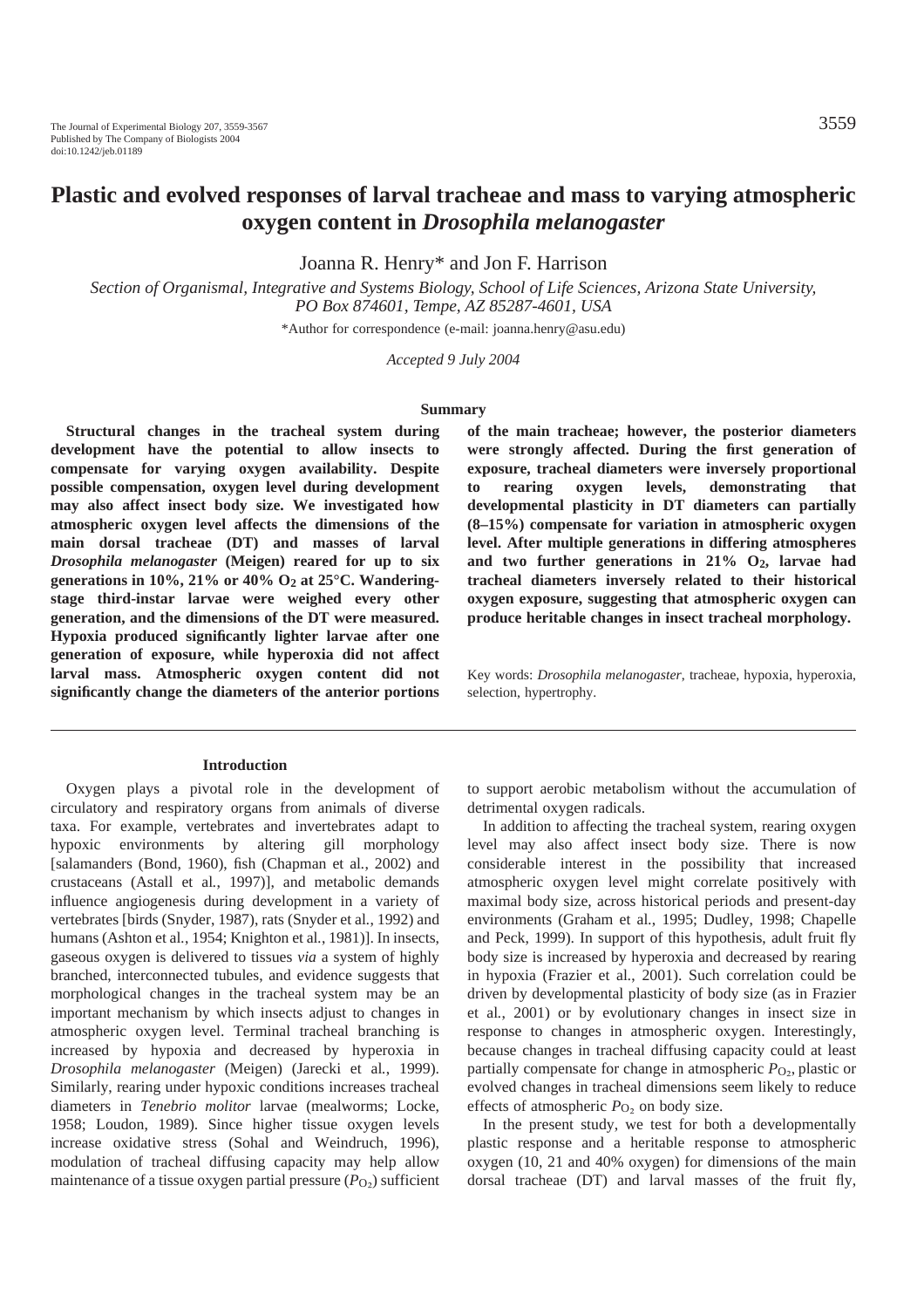# Plastic and evolved responses of larval tracheae and mass to varying atmospheric oxygen content in *Drosophila melanogaster*

Joanna R. Henry* and Jon F. Harrison

*Section of Organismal, Integrative and Systems Biology, School of Life Sciences, Arizona State University, PO Box 874601, Tempe, AZ 85287-4601, USA*

*Author for correspondence (e-mail: joanna.henry@asu.edu)

*Accepted 9 July 2004*

## Summary

**Structural changes in the tracheal system during development have the potential to allow insects to compensate for varying oxygen availability. Despite possible compensation, oxygen level during development may also affect insect body size. We investigated how atmospheric oxygen level affects the dimensions of the main dorsal tracheae (DT) and masses of larval *Drosophila melanogaster* (Meigen) reared for up to six generations in 10%, 21% or 40% $O_2$ at 25°C. Wandering-stage third-instar larvae were weighed every other generation, and the dimensions of the DT were measured. Hypoxia produced significantly lighter larvae after one generation of exposure, while hyperoxia did not affect larval mass. Atmospheric oxygen content did not significantly change the diameters of the anterior portions of the main tracheae; however, the posterior diameters were strongly affected. During the first generation of exposure, tracheal diameters were inversely proportional to rearing oxygen levels, demonstrating that developmental plasticity in DT diameters can partially (8–15%) compensate for variation in atmospheric oxygen level. After multiple generations in differing atmospheres and two further generations in 21% $O_2$, larvae had tracheal diameters inversely related to their historical oxygen exposure, suggesting that atmospheric oxygen can produce heritable changes in insect tracheal morphology.**

Key words: *Drosophila melanogaster*, tracheae, hypoxia, hyperoxia, selection, hypertrophy.

## Introduction

Oxygen plays a pivotal role in the development of circulatory and respiratory organs from animals of diverse taxa. For example, vertebrates and invertebrates adapt to hypoxic environments by altering gill morphology [salamanders (Bond, 1960), fish (Chapman et al., 2002) and crustaceans (Astall et al., 1997)], and metabolic demands influence angiogenesis during development in a variety of vertebrates [birds (Snyder, 1987), rats (Snyder et al., 1992) and humans (Ashton et al., 1954; Knighton et al., 1981)]. In insects, gaseous oxygen is delivered to tissues *via* a system of highly branched, interconnected tubules, and evidence suggests that morphological changes in the tracheal system may be an important mechanism by which insects adjust to changes in atmospheric oxygen level. Terminal tracheal branching is increased by hypoxia and decreased by hyperoxia in *Drosophila melanogaster* (Meigen) (Jarecki et al., 1999). Similarly, rearing under hypoxic conditions increases tracheal diameters in *Tenebrio molitor* larvae (mealworms; Locke, 1958; Loudon, 1989). Since higher tissue oxygen levels increase oxidative stress (Sohal and Weindruch, 1996), modulation of tracheal diffusing capacity may help allow maintenance of a tissue oxygen partial pressure ($P_{O_2}$) sufficient to support aerobic metabolism without the accumulation of detrimental oxygen radicals.

In addition to affecting the tracheal system, rearing oxygen level may also affect insect body size. There is now considerable interest in the possibility that increased atmospheric oxygen level might correlate positively with maximal body size, across historical periods and present-day environments (Graham et al., 1995; Dudley, 1998; Chapelle and Peck, 1999). In support of this hypothesis, adult fruit fly body size is increased by hyperoxia and decreased by rearing in hypoxia (Frazier et al., 2001). Such correlation could be driven by developmental plasticity of body size (as in Frazier et al., 2001) or by evolutionary changes in insect size in response to changes in atmospheric oxygen. Interestingly, because changes in tracheal diffusing capacity could at least partially compensate for change in atmospheric $P_{O_2}$, plastic or evolved changes in tracheal dimensions seem likely to reduce effects of atmospheric $P_{O_2}$ on body size.

In the present study, we test for both a developmentally plastic response and a heritable response to atmospheric oxygen (10, 21 and 40% oxygen) for dimensions of the main dorsal tracheae (DT) and larval masses of the fruit fly,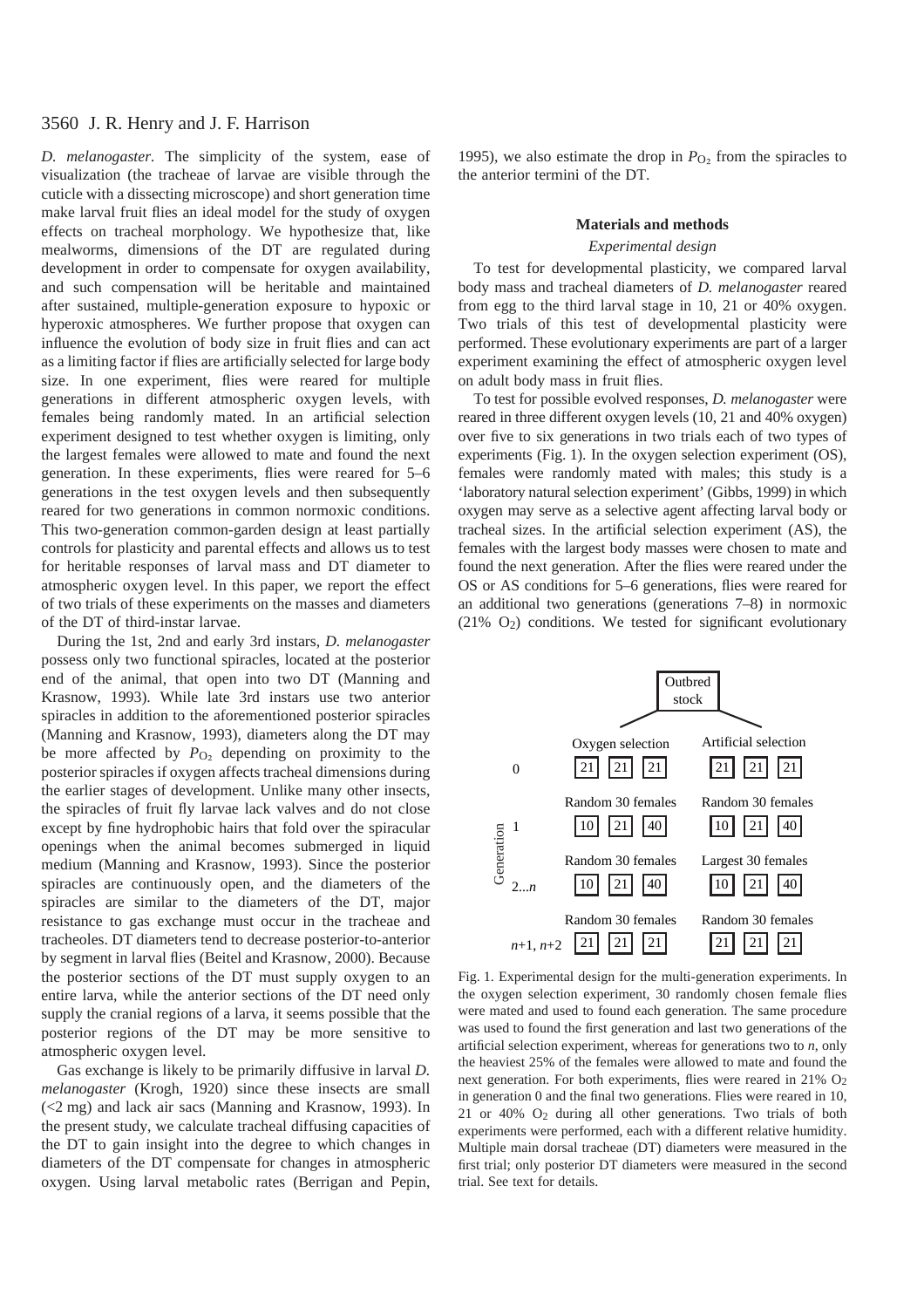*D. melanogaster*. The simplicity of the system, ease of visualization (the tracheae of larvae are visible through the cuticle with a dissecting microscope) and short generation time make larval fruit flies an ideal model for the study of oxygen effects on tracheal morphology. We hypothesize that, like mealworms, dimensions of the DT are regulated during development in order to compensate for oxygen availability, and such compensation will be heritable and maintained after sustained, multiple-generation exposure to hypoxic or hyperoxic atmospheres. We further propose that oxygen can influence the evolution of body size in fruit flies and can act as a limiting factor if flies are artificially selected for large body size. In one experiment, flies were reared for multiple generations in different atmospheric oxygen levels, with females being randomly mated. In an artificial selection experiment designed to test whether oxygen is limiting, only the largest females were allowed to mate and found the next generation. In these experiments, flies were reared for 5–6 generations in the test oxygen levels and then subsequently reared for two generations in common normoxic conditions. This two-generation common-garden design at least partially controls for plasticity and parental effects and allows us to test for heritable responses of larval mass and DT diameter to atmospheric oxygen level. In this paper, we report the effect of two trials of these experiments on the masses and diameters of the DT of third-instar larvae.

During the 1st, 2nd and early 3rd instars, *D. melanogaster* possess only two functional spiracles, located at the posterior end of the animal, that open into two DT (Manning and Krasnow, 1993). While late 3rd instars use two anterior spiracles in addition to the aforementioned posterior spiracles (Manning and Krasnow, 1993), diameters along the DT may be more affected by $P_{O_2}$ depending on proximity to the posterior spiracles if oxygen affects tracheal dimensions during the earlier stages of development. Unlike many other insects, the spiracles of fruit fly larvae lack valves and do not close except by fine hydrophobic hairs that fold over the spiracular openings when the animal becomes submerged in liquid medium (Manning and Krasnow, 1993). Since the posterior spiracles are continuously open, and the diameters of the spiracles are similar to the diameters of the DT, major resistance to gas exchange must occur in the tracheae and tracheoles. DT diameters tend to decrease posterior-to-anterior by segment in larval flies (Beitel and Krasnow, 2000). Because the posterior sections of the DT must supply oxygen to an entire larva, while the anterior sections of the DT need only supply the cranial regions of a larva, it seems possible that the posterior regions of the DT may be more sensitive to atmospheric oxygen level.

Gas exchange is likely to be primarily diffusive in larval *D. melanogaster* (Krogh, 1920) since these insects are small (<2 mg) and lack air sacs (Manning and Krasnow, 1993). In the present study, we calculate tracheal diffusing capacities of the DT to gain insight into the degree to which changes in diameters of the DT compensate for changes in atmospheric oxygen. Using larval metabolic rates (Berrigan and Pepin, 1995), we also estimate the drop in $P_{O_2}$ from the spiracles to the anterior termini of the DT.

## Materials and methods

### *Experimental design*

To test for developmental plasticity, we compared larval body mass and tracheal diameters of *D. melanogaster* reared from egg to the third larval stage in 10, 21 or 40% oxygen. Two trials of this test of developmental plasticity were performed. These evolutionary experiments are part of a larger experiment examining the effect of atmospheric oxygen level on adult body mass in fruit flies.

To test for possible evolved responses, *D. melanogaster* were reared in three different oxygen levels (10, 21 and 40% oxygen) over five to six generations in two trials each of two types of experiments (Fig. 1). In the oxygen selection experiment (OS), females were randomly mated with males; this study is a 'laboratory natural selection experiment' (Gibbs, 1999) in which oxygen may serve as a selective agent affecting larval body or tracheal sizes. In the artificial selection experiment (AS), the females with the largest body masses were chosen to mate and found the next generation. After the flies were reared under the OS or AS conditions for 5–6 generations, flies were reared for an additional two generations (generations 7–8) in normoxic (21% $O_2$) conditions. We tested for significant evolutionary

Outbred
stock

Generation

0

Oxygen selection
21 21 21

Artificial selection
21 21 21

1

Random 30 females
10 21 40

Random 30 females
10 21 40

2...*n*

Random 30 females
10 21 40

Largest 30 females
10 21 40

*n*+1, *n*+2

Random 30 females
21 21 21

Random 30 females
21 21 21

Fig. 1. Experimental design for the multi-generation experiments. In the oxygen selection experiment, 30 randomly chosen female flies were mated and used to found each generation. The same procedure was used to found the first generation and last two generations of the artificial selection experiment, whereas for generations two to *n*, only the heaviest 25% of the females were allowed to mate and found the next generation. For both experiments, flies were reared in 21% $O_2$ in generation 0 and the final two generations. Flies were reared in 10, 21 or 40% $O_2$ during all other generations. Two trials of both experiments were performed, each with a different relative humidity. Multiple main dorsal tracheae (DT) diameters were measured in the first trial; only posterior DT diameters were measured in the second trial. See text for details.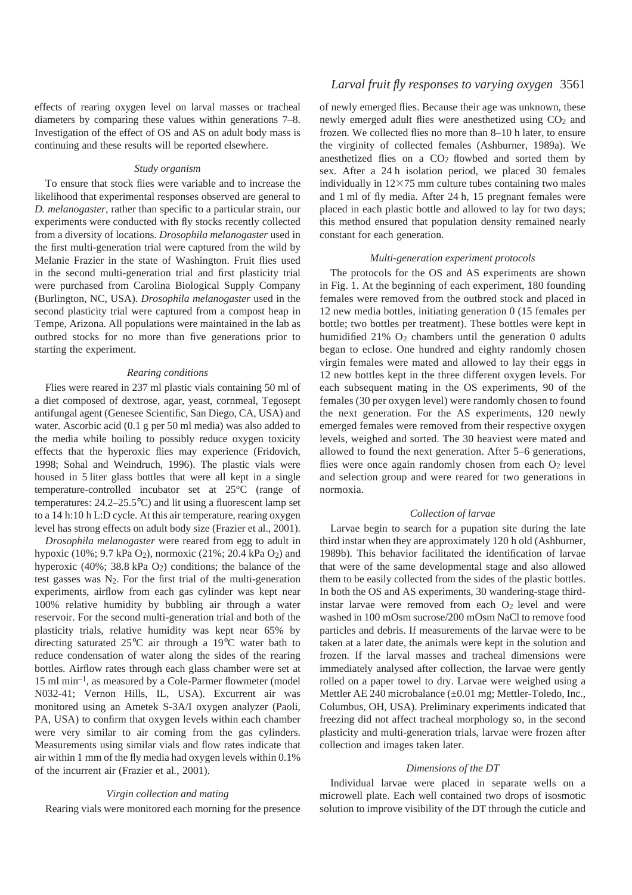effects of rearing oxygen level on larval masses or tracheal diameters by comparing these values within generations 7–8. Investigation of the effect of OS and AS on adult body mass is continuing and these results will be reported elsewhere.

### *Study organism*

To ensure that stock flies were variable and to increase the likelihood that experimental responses observed are general to *D. melanogaster*, rather than specific to a particular strain, our experiments were conducted with fly stocks recently collected from a diversity of locations. *Drosophila melanogaster* used in the first multi-generation trial were captured from the wild by Melanie Frazier in the state of Washington. Fruit flies used in the second multi-generation trial and first plasticity trial were purchased from Carolina Biological Supply Company (Burlington, NC, USA). *Drosophila melanogaster* used in the second plasticity trial were captured from a compost heap in Tempe, Arizona. All populations were maintained in the lab as outbred stocks for no more than five generations prior to starting the experiment.

### *Rearing conditions*

Flies were reared in 237 ml plastic vials containing 50 ml of a diet composed of dextrose, agar, yeast, cornmeal, Tegosept antifungal agent (Genesee Scientific, San Diego, CA, USA) and water. Ascorbic acid (0.1 g per 50 ml media) was also added to the media while boiling to possibly reduce oxygen toxicity effects that the hyperoxic flies may experience (Fridovich, 1998; Sohal and Weindruch, 1996). The plastic vials were housed in 5 liter glass bottles that were all kept in a single temperature-controlled incubator set at 25°C (range of temperatures: 24.2–25.5°C) and lit using a fluorescent lamp set to a 14 h:10 h L:D cycle. At this air temperature, rearing oxygen level has strong effects on adult body size (Frazier et al., 2001).

*Drosophila melanogaster* were reared from egg to adult in hypoxic (10%; 9.7 kPa $O_2$), normoxic (21%; 20.4 kPa $O_2$) and hyperoxic (40%; 38.8 kPa $O_2$) conditions; the balance of the test gasses was $N_2$. For the first trial of the multi-generation experiments, airflow from each gas cylinder was kept near 100% relative humidity by bubbling air through a water reservoir. For the second multi-generation trial and both of the plasticity trials, relative humidity was kept near 65% by directing saturated 25°C air through a 19°C water bath to reduce condensation of water along the sides of the rearing bottles. Airflow rates through each glass chamber were set at 15 ml $min^{-1}$, as measured by a Cole-Parmer flowmeter (model N032-41; Vernon Hills, IL, USA). Excurrent air was monitored using an Ametek S-3A/I oxygen analyzer (Paoli, PA, USA) to confirm that oxygen levels within each chamber were very similar to air coming from the gas cylinders. Measurements using similar vials and flow rates indicate that air within 1 mm of the fly media had oxygen levels within 0.1% of the incurrent air (Frazier et al., 2001).

### *Virgin collection and mating*

Rearing vials were monitored each morning for the presence of newly emerged flies. Because their age was unknown, these newly emerged adult flies were anesthetized using $CO_2$ and frozen. We collected flies no more than 8–10 h later, to ensure the virginity of collected females (Ashburner, 1989a). We anesthetized flies on a $CO_2$ flowbed and sorted them by sex. After a 24 h isolation period, we placed 30 females individually in 12×75 mm culture tubes containing two males and 1 ml of fly media. After 24 h, 15 pregnant females were placed in each plastic bottle and allowed to lay for two days; this method ensured that population density remained nearly constant for each generation.

### *Multi-generation experiment protocols*

The protocols for the OS and AS experiments are shown in Fig. 1. At the beginning of each experiment, 180 founding females were removed from the outbred stock and placed in 12 new media bottles, initiating generation 0 (15 females per bottle; two bottles per treatment). These bottles were kept in humidified 21% $O_2$ chambers until the generation 0 adults began to eclose. One hundred and eighty randomly chosen virgin females were mated and allowed to lay their eggs in 12 new bottles kept in the three different oxygen levels. For each subsequent mating in the OS experiments, 90 of the females (30 per oxygen level) were randomly chosen to found the next generation. For the AS experiments, 120 newly emerged females were removed from their respective oxygen levels, weighed and sorted. The 30 heaviest were mated and allowed to found the next generation. After 5–6 generations, flies were once again randomly chosen from each $O_2$ level and selection group and were reared for two generations in normoxia.

### *Collection of larvae*

Larvae begin to search for a pupation site during the late third instar when they are approximately 120 h old (Ashburner, 1989b). This behavior facilitated the identification of larvae that were of the same developmental stage and also allowed them to be easily collected from the sides of the plastic bottles. In both the OS and AS experiments, 30 wandering-stage third-instar larvae were removed from each $O_2$ level and were washed in 100 mOsm sucrose/200 mOsm NaCl to remove food particles and debris. If measurements of the larvae were to be taken at a later date, the animals were kept in the solution and frozen. If the larval masses and tracheal dimensions were immediately analysed after collection, the larvae were gently rolled on a paper towel to dry. Larvae were weighed using a Mettler AE 240 microbalance (±0.01 mg; Mettler-Toledo, Inc., Columbus, OH, USA). Preliminary experiments indicated that freezing did not affect tracheal morphology so, in the second plasticity and multi-generation trials, larvae were frozen after collection and images taken later.

### *Dimensions of the DT*

Individual larvae were placed in separate wells on a microwell plate. Each well contained two drops of isosmotic solution to improve visibility of the DT through the cuticle and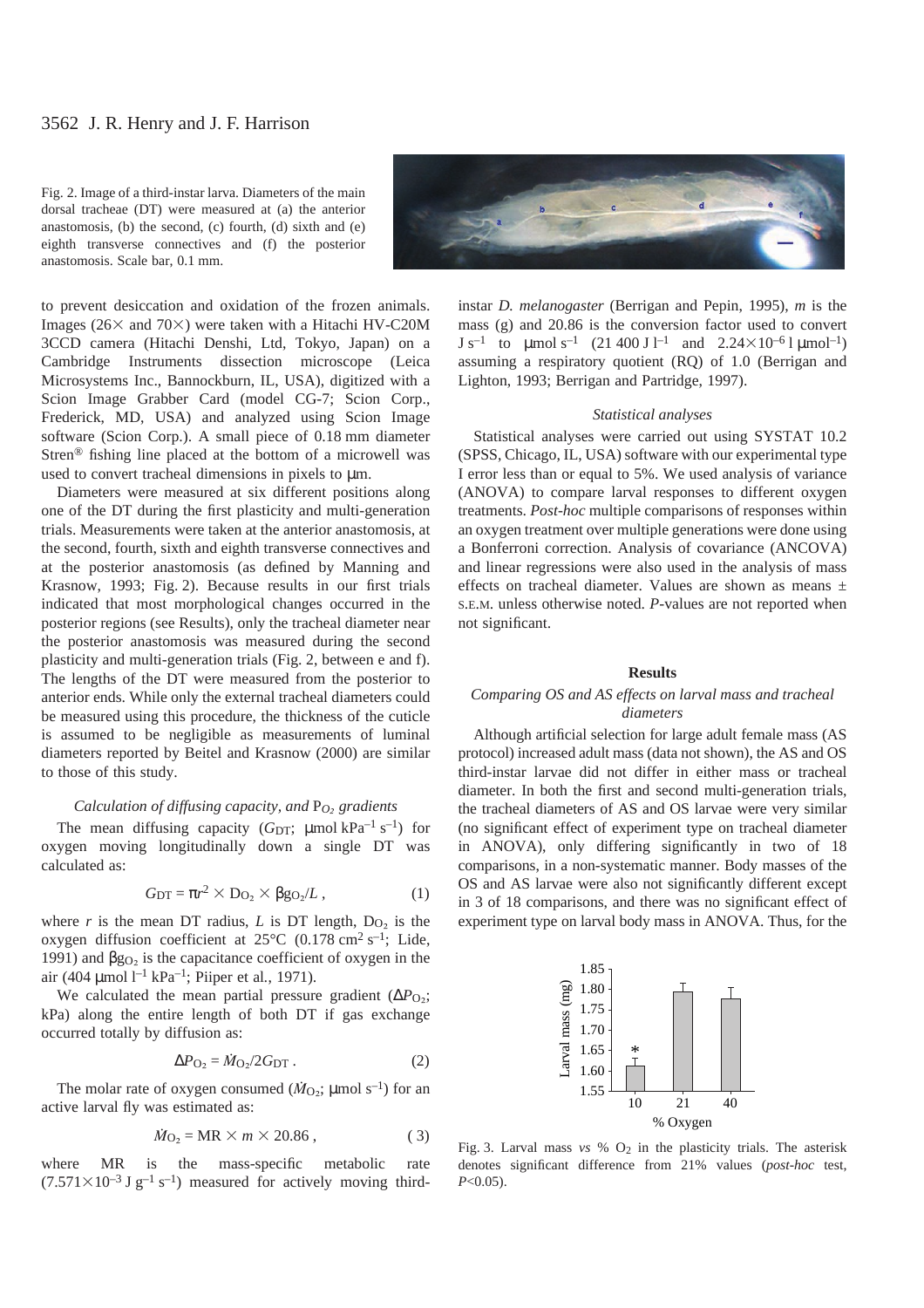Fig. 2. Image of a third-instar larva. Diameters of the main dorsal tracheae (DT) were measured at (a) the anterior anastomosis, (b) the second, (c) fourth, (d) sixth and (e) eighth transverse connectives and (f) the posterior anastomosis. Scale bar, 0.1 mm.

to prevent desiccation and oxidation of the frozen animals. Images (26× and 70×) were taken with a Hitachi HV-C20M 3CCD camera (Hitachi Denshi, Ltd, Tokyo, Japan) on a Cambridge Instruments dissection microscope (Leica Microsystems Inc., Bannockburn, IL, USA), digitized with a Scion Image Grabber Card (model CG-7; Scion Corp., Frederick, MD, USA) and analyzed using Scion Image software (Scion Corp.). A small piece of 0.18 mm diameter Stren® fishing line placed at the bottom of a microwell was used to convert tracheal dimensions in pixels to μm.

Diameters were measured at six different positions along one of the DT during the first plasticity and multi-generation trials. Measurements were taken at the anterior anastomosis, at the second, fourth, sixth and eighth transverse connectives and at the posterior anastomosis (as defined by Manning and Krasnow, 1993; Fig. 2). Because results in our first trials indicated that most morphological changes occurred in the posterior regions (see Results), only the tracheal diameter near the posterior anastomosis was measured during the second plasticity and multi-generation trials (Fig. 2, between e and f). The lengths of the DT were measured from the posterior to anterior ends. While only the external tracheal diameters could be measured using this procedure, the thickness of the cuticle is assumed to be negligible as measurements of luminal diameters reported by Beitel and Krasnow (2000) are similar to those of this study.

### *Calculation of diffusing capacity, and $P_{O_2}$ gradients*

The mean diffusing capacity ($G_{DT}$; μmol kPa$^{-1}$ s$^{-1}$) for oxygen moving longitudinally down a single DT was calculated as:

$$G_{DT} = \pi r^2 \times D_{O_2} \times \beta g_{O_2}/L\,, \tag{1}$$

where $r$ is the mean DT radius, $L$ is DT length, $D_{O_2}$ is the oxygen diffusion coefficient at 25°C (0.178 cm$^2$ s$^{-1}$; Lide, 1991) and $\beta g_{O_2}$ is the capacitance coefficient of oxygen in the air (404 μmol l$^{-1}$ kPa$^{-1}$; Piiper et al., 1971).

We calculated the mean partial pressure gradient ($\Delta P_{O_2}$; kPa) along the entire length of both DT if gas exchange occurred totally by diffusion as:

$$\Delta P_{O_2} = \dot{M}_{O_2}/2G_{DT}\,. \tag{2}$$

The molar rate of oxygen consumed ($\dot{M}_{O_2}$; μmol s$^{-1}$) for an active larval fly was estimated as:

$$\dot{M}_{O_2} = \mathrm{MR} \times m \times 20.86\,, \tag{3}$$

where MR is the mass-specific metabolic rate ($7.571\times10^{-3}$ J g$^{-1}$ s$^{-1}$) measured for actively moving third-instar *D. melanogaster* (Berrigan and Pepin, 1995), $m$ is the mass (g) and 20.86 is the conversion factor used to convert J s$^{-1}$ to μmol s$^{-1}$ (21 400 J l$^{-1}$ and $2.24\times10^{-6}$ l μmol$^{-1}$) assuming a respiratory quotient (RQ) of 1.0 (Berrigan and Lighton, 1993; Berrigan and Partridge, 1997).

### *Statistical analyses*

Statistical analyses were carried out using SYSTAT 10.2 (SPSS, Chicago, IL, USA) software with our experimental type I error less than or equal to 5%. We used analysis of variance (ANOVA) to compare larval responses to different oxygen treatments. *Post-hoc* multiple comparisons of responses within an oxygen treatment over multiple generations were done using a Bonferroni correction. Analysis of covariance (ANCOVA) and linear regressions were also used in the analysis of mass effects on tracheal diameter. Values are shown as means ± S.E.M. unless otherwise noted. *P*-values are not reported when not significant.

## Results

### *Comparing OS and AS effects on larval mass and tracheal diameters*

Although artificial selection for large adult female mass (AS protocol) increased adult mass (data not shown), the AS and OS third-instar larvae did not differ in either mass or tracheal diameter. In both the first and second multi-generation trials, the tracheal diameters of AS and OS larvae were very similar (no significant effect of experiment type on tracheal diameter in ANOVA), only differing significantly in two of 18 comparisons, in a non-systematic manner. Body masses of the OS and AS larvae were also not significantly different except in 3 of 18 comparisons, and there was no significant effect of experiment type on larval body mass in ANOVA. Thus, for the

Fig. 3. Larval mass *vs* % $O_2$ in the plasticity trials. The asterisk denotes significant difference from 21% values (*post-hoc* test, $P<0.05$).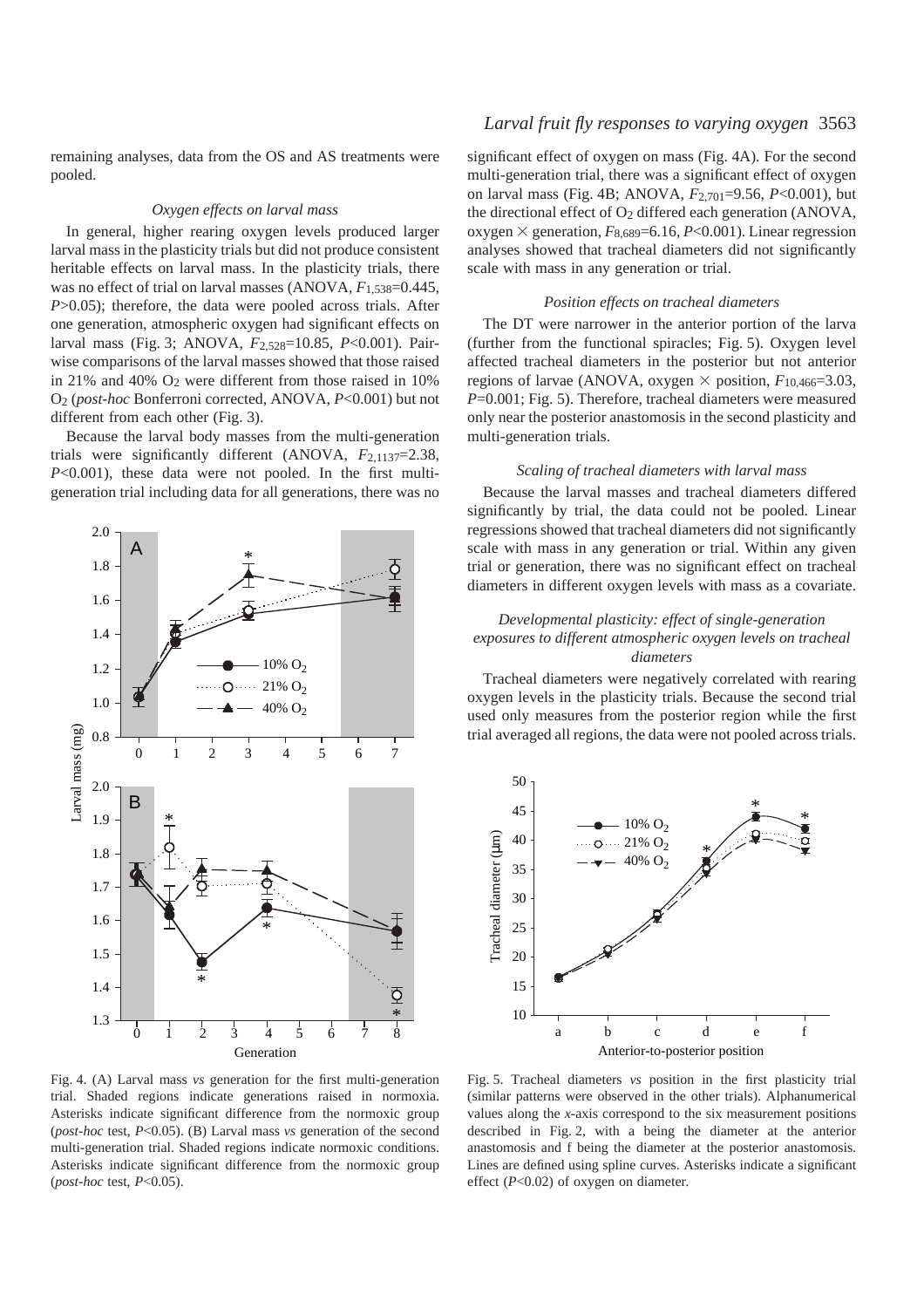remaining analyses, data from the OS and AS treatments were pooled.

### *Oxygen effects on larval mass*

In general, higher rearing oxygen levels produced larger larval mass in the plasticity trials but did not produce consistent heritable effects on larval mass. In the plasticity trials, there was no effect of trial on larval masses (ANOVA, $F_{1,538}$=0.445, $P$>0.05); therefore, the data were pooled across trials. After one generation, atmospheric oxygen had significant effects on larval mass (Fig. 3; ANOVA, $F_{2,528}$=10.85, $P$<0.001). Pairwise comparisons of the larval masses showed that those raised in 21% and 40% $O_2$ were different from those raised in 10% $O_2$ (*post-hoc* Bonferroni corrected, ANOVA, $P$<0.001) but not different from each other (Fig. 3).

Because the larval body masses from the multi-generation trials were significantly different (ANOVA, $F_{2,1137}$=2.38, $P$<0.001), these data were not pooled. In the first multi-generation trial including data for all generations, there was no significant effect of oxygen on mass (Fig. 4A). For the second multi-generation trial, there was a significant effect of oxygen on larval mass (Fig. 4B; ANOVA, $F_{2,701}$=9.56, $P$<0.001), but the directional effect of $O_2$ differed each generation (ANOVA, oxygen × generation, $F_{8,689}$=6.16, $P$<0.001). Linear regression analyses showed that tracheal diameters did not significantly scale with mass in any generation or trial.

Fig. 4. (A) Larval mass *vs* generation for the first multi-generation trial. Shaded regions indicate generations raised in normoxia. Asterisks indicate significant difference from the normoxic group (*post-hoc* test, $P$<0.05). (B) Larval mass *vs* generation of the second multi-generation trial. Shaded regions indicate normoxic conditions. Asterisks indicate significant difference from the normoxic group (*post-hoc* test, $P$<0.05).

### *Position effects on tracheal diameters*

The DT were narrower in the anterior portion of the larva (further from the functional spiracles; Fig. 5). Oxygen level affected tracheal diameters in the posterior but not anterior regions of larvae (ANOVA, oxygen × position, $F_{10,466}$=3.03, $P$=0.001; Fig. 5). Therefore, tracheal diameters were measured only near the posterior anastomosis in the second plasticity and multi-generation trials.

### *Scaling of tracheal diameters with larval mass*

Because the larval masses and tracheal diameters differed significantly by trial, the data could not be pooled. Linear regressions showed that tracheal diameters did not significantly scale with mass in any generation or trial. Within any given trial or generation, there was no significant effect on tracheal diameters in different oxygen levels with mass as a covariate.

### *Developmental plasticity: effect of single-generation exposures to different atmospheric oxygen levels on tracheal diameters*

Tracheal diameters were negatively correlated with rearing oxygen levels in the plasticity trials. Because the second trial used only measures from the posterior region while the first trial averaged all regions, the data were not pooled across trials.

Fig. 5. Tracheal diameters *vs* position in the first plasticity trial (similar patterns were observed in the other trials). Alphanumerical values along the *x*-axis correspond to the six measurement positions described in Fig. 2, with a being the diameter at the anterior anastomosis and f being the diameter at the posterior anastomosis. Lines are defined using spline curves. Asterisks indicate a significant effect ($P$<0.02) of oxygen on diameter.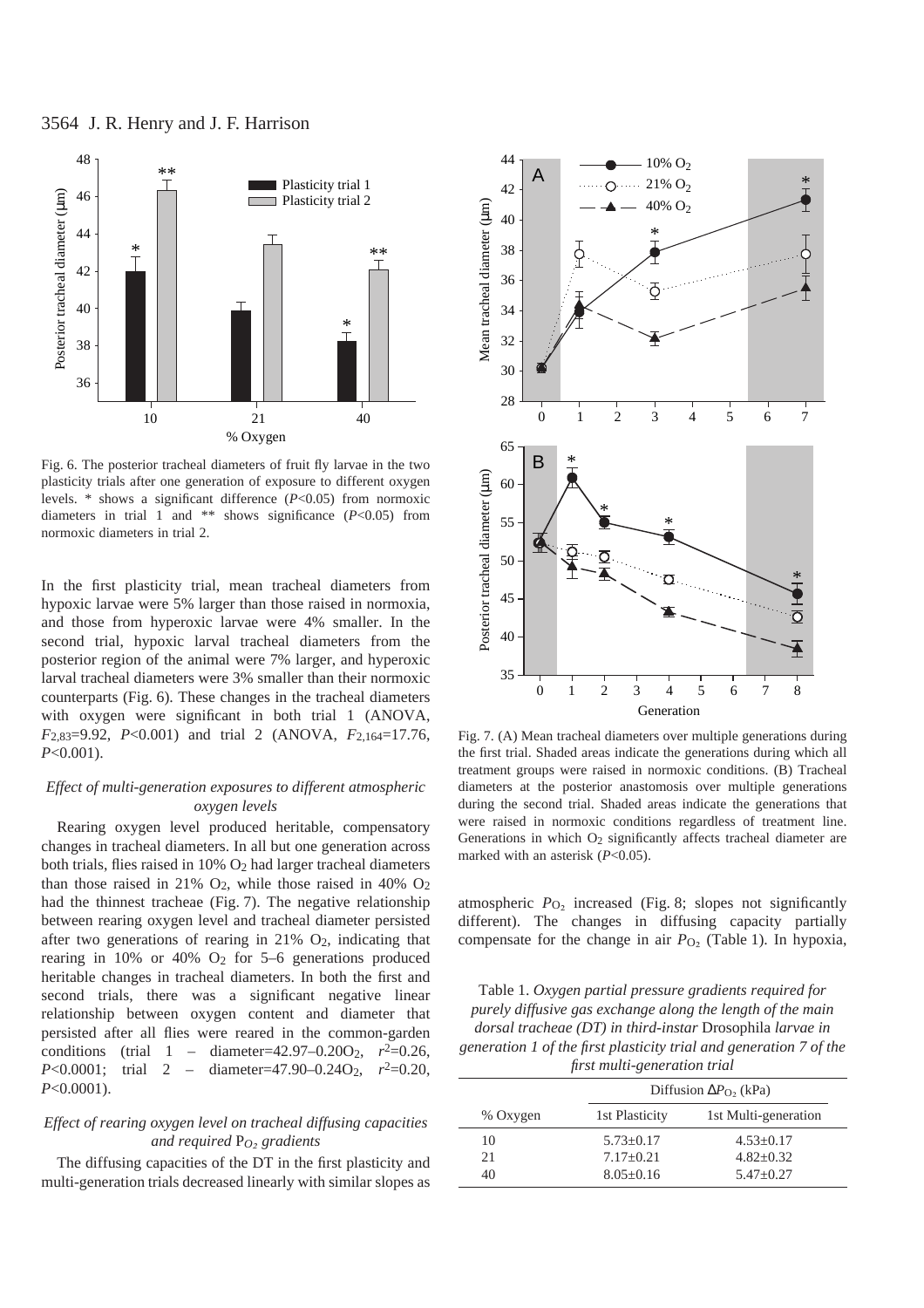Fig. 6. The posterior tracheal diameters of fruit fly larvae in the two plasticity trials after one generation of exposure to different oxygen levels. * shows a significant difference ($P$<0.05) from normoxic diameters in trial 1 and ** shows significance ($P$<0.05) from normoxic diameters in trial 2.

In the first plasticity trial, mean tracheal diameters from hypoxic larvae were 5% larger than those raised in normoxia, and those from hyperoxic larvae were 4% smaller. In the second trial, hypoxic larval tracheal diameters from the posterior region of the animal were 7% larger, and hyperoxic larval tracheal diameters were 3% smaller than their normoxic counterparts (Fig. 6). These changes in the tracheal diameters with oxygen were significant in both trial 1 (ANOVA, $F_{2,83}$=9.92, $P$<0.001) and trial 2 (ANOVA, $F_{2,164}$=17.76, $P$<0.001).

### *Effect of multi-generation exposures to different atmospheric oxygen levels*

Rearing oxygen level produced heritable, compensatory changes in tracheal diameters. In all but one generation across both trials, flies raised in 10% $O_2$ had larger tracheal diameters than those raised in 21% $O_2$, while those raised in 40% $O_2$ had the thinnest tracheae (Fig. 7). The negative relationship between rearing oxygen level and tracheal diameter persisted after two generations of rearing in 21% $O_2$, indicating that rearing in 10% or 40% $O_2$ for 5–6 generations produced heritable changes in tracheal diameters. In both the first and second trials, there was a significant negative linear relationship between oxygen content and diameter that persisted after all flies were reared in the common-garden conditions (trial 1 – diameter=42.97–0.20$O_2$, $r^2$=0.26, $P$<0.0001; trial 2 – diameter=47.90–0.24$O_2$, $r^2$=0.20, $P$<0.0001).

### *Effect of rearing oxygen level on tracheal diffusing capacities and required $P_{O_2}$ gradients*

The diffusing capacities of the DT in the first plasticity and multi-generation trials decreased linearly with similar slopes as atmospheric $P_{O_2}$ increased (Fig. 8; slopes not significantly different). The changes in diffusing capacity partially compensate for the change in air $P_{O_2}$ (Table 1). In hypoxia,

Fig. 7. (A) Mean tracheal diameters over multiple generations during the first trial. Shaded areas indicate the generations during which all treatment groups were raised in normoxic conditions. (B) Tracheal diameters at the posterior anastomosis over multiple generations during the second trial. Shaded areas indicate the generations that were raised in normoxic conditions regardless of treatment line. Generations in which $O_2$ significantly affects tracheal diameter are marked with an asterisk ($P$<0.05).

Table 1. *Oxygen partial pressure gradients required for purely diffusive gas exchange along the length of the main dorsal tracheae (DT) in third-instar* Drosophila *larvae in generation 1 of the first plasticity trial and generation 7 of the first multi-generation trial*

| | Diffusion $\Delta P_{O_2}$ (kPa) | |
|---|---|---|
| % Oxygen | 1st Plasticity | 1st Multi-generation |
| 10 | 5.73±0.17 | 4.53±0.17 |
| 21 | 7.17±0.21 | 4.82±0.32 |
| 40 | 8.05±0.16 | 5.47±0.27 |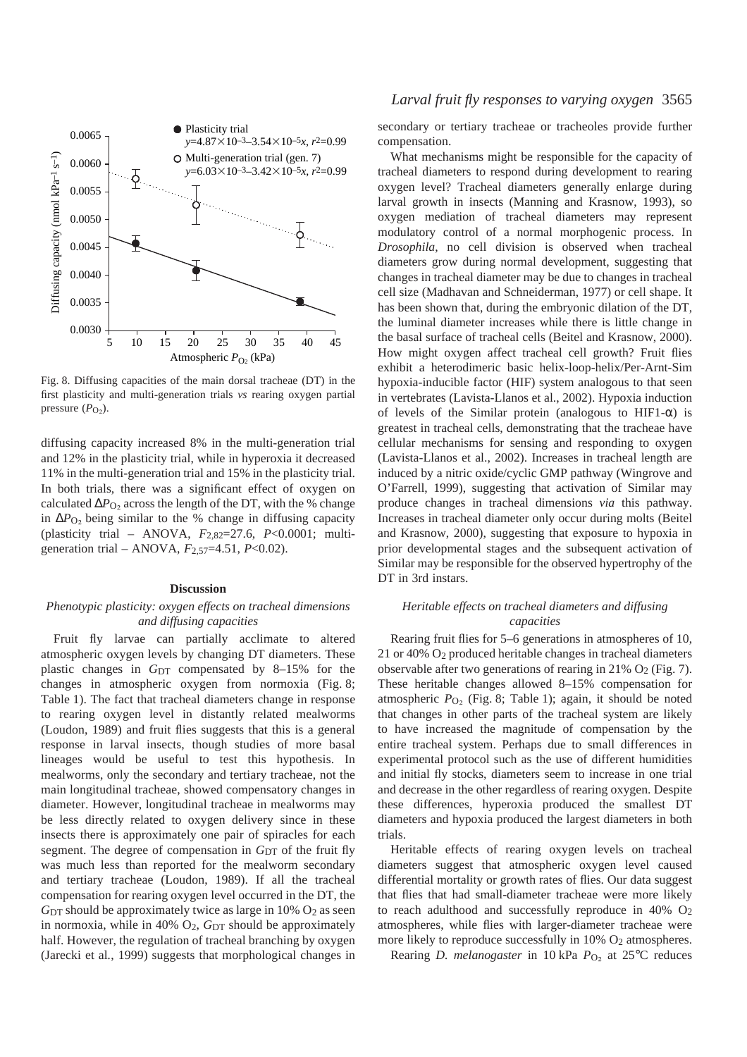Fig. 8. Diffusing capacities of the main dorsal tracheae (DT) in the first plasticity and multi-generation trials *vs* rearing oxygen partial pressure ($P_{O_2}$).

diffusing capacity increased 8% in the multi-generation trial and 12% in the plasticity trial, while in hyperoxia it decreased 11% in the multi-generation trial and 15% in the plasticity trial. In both trials, there was a significant effect of oxygen on calculated $\Delta P_{O_2}$ across the length of the DT, with the % change in $\Delta P_{O_2}$ being similar to the % change in diffusing capacity (plasticity trial – ANOVA, $F_{2,82}$=27.6, $P$<0.0001; multi-generation trial – ANOVA, $F_{2,57}$=4.51, $P$<0.02).

## Discussion

### *Phenotypic plasticity: oxygen effects on tracheal dimensions and diffusing capacities*

Fruit fly larvae can partially acclimate to altered atmospheric oxygen levels by changing DT diameters. These plastic changes in $G_{DT}$ compensated by 8–15% for the changes in atmospheric oxygen from normoxia (Fig. 8; Table 1). The fact that tracheal diameters change in response to rearing oxygen level in distantly related mealworms (Loudon, 1989) and fruit flies suggests that this is a general response in larval insects, though studies of more basal lineages would be useful to test this hypothesis. In mealworms, only the secondary and tertiary tracheae, not the main longitudinal tracheae, showed compensatory changes in diameter. However, longitudinal tracheae in mealworms may be less directly related to oxygen delivery since in these insects there is approximately one pair of spiracles for each segment. The degree of compensation in $G_{DT}$ of the fruit fly was much less than reported for the mealworm secondary and tertiary tracheae (Loudon, 1989). If all the tracheal compensation for rearing oxygen level occurred in the DT, the $G_{DT}$ should be approximately twice as large in 10% $O_2$ as seen in normoxia, while in 40% $O_2$, $G_{DT}$ should be approximately half. However, the regulation of tracheal branching by oxygen (Jarecki et al., 1999) suggests that morphological changes in secondary or tertiary tracheae or tracheoles provide further compensation.

What mechanisms might be responsible for the capacity of tracheal diameters to respond during development to rearing oxygen level? Tracheal diameters generally enlarge during larval growth in insects (Manning and Krasnow, 1993), so oxygen mediation of tracheal diameters may represent modulatory control of a normal morphogenic process. In *Drosophila*, no cell division is observed when tracheal diameters grow during normal development, suggesting that changes in tracheal diameter may be due to changes in tracheal cell size (Madhavan and Schneiderman, 1977) or cell shape. It has been shown that, during the embryonic dilation of the DT, the luminal diameter increases while there is little change in the basal surface of tracheal cells (Beitel and Krasnow, 2000). How might oxygen affect tracheal cell growth? Fruit flies exhibit a heterodimeric basic helix-loop-helix/Per-Arnt-Sim hypoxia-inducible factor (HIF) system analogous to that seen in vertebrates (Lavista-Llanos et al., 2002). Hypoxia induction of levels of the Similar protein (analogous to HIF1-α) is greatest in tracheal cells, demonstrating that the tracheae have cellular mechanisms for sensing and responding to oxygen (Lavista-Llanos et al., 2002). Increases in tracheal length are induced by a nitric oxide/cyclic GMP pathway (Wingrove and O'Farrell, 1999), suggesting that activation of Similar may produce changes in tracheal dimensions *via* this pathway. Increases in tracheal diameter only occur during molts (Beitel and Krasnow, 2000), suggesting that exposure to hypoxia in prior developmental stages and the subsequent activation of Similar may be responsible for the observed hypertrophy of the DT in 3rd instars.

### *Heritable effects on tracheal diameters and diffusing capacities*

Rearing fruit flies for 5–6 generations in atmospheres of 10, 21 or 40% $O_2$ produced heritable changes in tracheal diameters observable after two generations of rearing in 21% $O_2$ (Fig. 7). These heritable changes allowed 8–15% compensation for atmospheric $P_{O_2}$ (Fig. 8; Table 1); again, it should be noted that changes in other parts of the tracheal system are likely to have increased the magnitude of compensation by the entire tracheal system. Perhaps due to small differences in experimental protocol such as the use of different humidities and initial fly stocks, diameters seem to increase in one trial and decrease in the other regardless of rearing oxygen. Despite these differences, hyperoxia produced the smallest DT diameters and hypoxia produced the largest diameters in both trials.

Heritable effects of rearing oxygen levels on tracheal diameters suggest that atmospheric oxygen level caused differential mortality or growth rates of flies. Our data suggest that flies that had small-diameter tracheae were more likely to reach adulthood and successfully reproduce in 40% $O_2$ atmospheres, while flies with larger-diameter tracheae were more likely to reproduce successfully in 10% $O_2$ atmospheres.

Rearing *D. melanogaster* in 10 kPa $P_{O_2}$ at 25°C reduces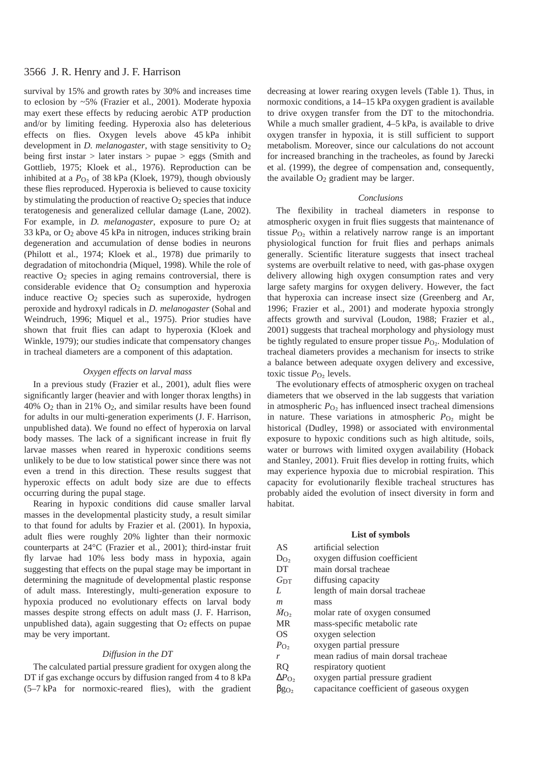survival by 15% and growth rates by 30% and increases time to eclosion by ~5% (Frazier et al., 2001). Moderate hypoxia may exert these effects by reducing aerobic ATP production and/or by limiting feeding. Hyperoxia also has deleterious effects on flies. Oxygen levels above 45 kPa inhibit development in *D. melanogaster*, with stage sensitivity to $O_2$ being first instar > later instars > pupae > eggs (Smith and Gottlieb, 1975; Kloek et al., 1976). Reproduction can be inhibited at a $P_{O_2}$ of 38 kPa (Kloek, 1979), though obviously these flies reproduced. Hyperoxia is believed to cause toxicity by stimulating the production of reactive $O_2$ species that induce teratogenesis and generalized cellular damage (Lane, 2002). For example, in *D. melanogaster*, exposure to pure $O_2$ at 33 kPa, or $O_2$ above 45 kPa in nitrogen, induces striking brain degeneration and accumulation of dense bodies in neurons (Philott et al., 1974; Kloek et al., 1978) due primarily to degradation of mitochondria (Miquel, 1998). While the role of reactive $O_2$ species in aging remains controversial, there is considerable evidence that $O_2$ consumption and hyperoxia induce reactive $O_2$ species such as superoxide, hydrogen peroxide and hydroxyl radicals in *D. melanogaster* (Sohal and Weindruch, 1996; Miquel et al., 1975). Prior studies have shown that fruit flies can adapt to hyperoxia (Kloek and Winkle, 1979); our studies indicate that compensatory changes in tracheal diameters are a component of this adaptation.

### *Oxygen effects on larval mass*

In a previous study (Frazier et al., 2001), adult flies were significantly larger (heavier and with longer thorax lengths) in 40% $O_2$ than in 21% $O_2$, and similar results have been found for adults in our multi-generation experiments (J. F. Harrison, unpublished data). We found no effect of hyperoxia on larval body masses. The lack of a significant increase in fruit fly larvae masses when reared in hyperoxic conditions seems unlikely to be due to low statistical power since there was not even a trend in this direction. These results suggest that hyperoxic effects on adult body size are due to effects occurring during the pupal stage.

Rearing in hypoxic conditions did cause smaller larval masses in the developmental plasticity study, a result similar to that found for adults by Frazier et al. (2001). In hypoxia, adult flies were roughly 20% lighter than their normoxic counterparts at 24°C (Frazier et al., 2001); third-instar fruit fly larvae had 10% less body mass in hypoxia, again suggesting that effects on the pupal stage may be important in determining the magnitude of developmental plastic response of adult mass. Interestingly, multi-generation exposure to hypoxia produced no evolutionary effects on larval body masses despite strong effects on adult mass (J. F. Harrison, unpublished data), again suggesting that $O_2$ effects on pupae may be very important.

### *Diffusion in the DT*

The calculated partial pressure gradient for oxygen along the DT if gas exchange occurs by diffusion ranged from 4 to 8 kPa (5–7 kPa for normoxic-reared flies), with the gradient decreasing at lower rearing oxygen levels (Table 1). Thus, in normoxic conditions, a 14–15 kPa oxygen gradient is available to drive oxygen transfer from the DT to the mitochondria. While a much smaller gradient, 4–5 kPa, is available to drive oxygen transfer in hypoxia, it is still sufficient to support metabolism. Moreover, since our calculations do not account for increased branching in the tracheoles, as found by Jarecki et al. (1999), the degree of compensation and, consequently, the available $O_2$ gradient may be larger.

### *Conclusions*

The flexibility in tracheal diameters in response to atmospheric oxygen in fruit flies suggests that maintenance of tissue $P_{O_2}$ within a relatively narrow range is an important physiological function for fruit flies and perhaps animals generally. Scientific literature suggests that insect tracheal systems are overbuilt relative to need, with gas-phase oxygen delivery allowing high oxygen consumption rates and very large safety margins for oxygen delivery. However, the fact that hyperoxia can increase insect size (Greenberg and Ar, 1996; Frazier et al., 2001) and moderate hypoxia strongly affects growth and survival (Loudon, 1988; Frazier et al., 2001) suggests that tracheal morphology and physiology must be tightly regulated to ensure proper tissue $P_{O_2}$. Modulation of tracheal diameters provides a mechanism for insects to strike a balance between adequate oxygen delivery and excessive, toxic tissue $P_{O_2}$ levels.

The evolutionary effects of atmospheric oxygen on tracheal diameters that we observed in the lab suggests that variation in atmospheric $P_{O_2}$ has influenced insect tracheal dimensions in nature. These variations in atmospheric $P_{O_2}$ might be historical (Dudley, 1998) or associated with environmental exposure to hypoxic conditions such as high altitude, soils, water or burrows with limited oxygen availability (Hoback and Stanley, 2001). Fruit flies develop in rotting fruits, which may experience hypoxia due to microbial respiration. This capacity for evolutionarily flexible tracheal structures has probably aided the evolution of insect diversity in form and habitat.

## List of symbols

| | |
|---|---|
| AS | artificial selection |
| $D_{O_2}$ | oxygen diffusion coefficient |
| DT | main dorsal tracheae |
| $G_{DT}$ | diffusing capacity |
| $L$ | length of main dorsal tracheae |
| $m$ | mass |
| $\dot{M}_{O_2}$ | molar rate of oxygen consumed |
| MR | mass-specific metabolic rate |
| OS | oxygen selection |
| $P_{O_2}$ | oxygen partial pressure |
| $r$ | mean radius of main dorsal tracheae |
| RQ | respiratory quotient |
| $\Delta P_{O_2}$ | oxygen partial pressure gradient |
| $\beta g_{O_2}$ | capacitance coefficient of gaseous oxygen |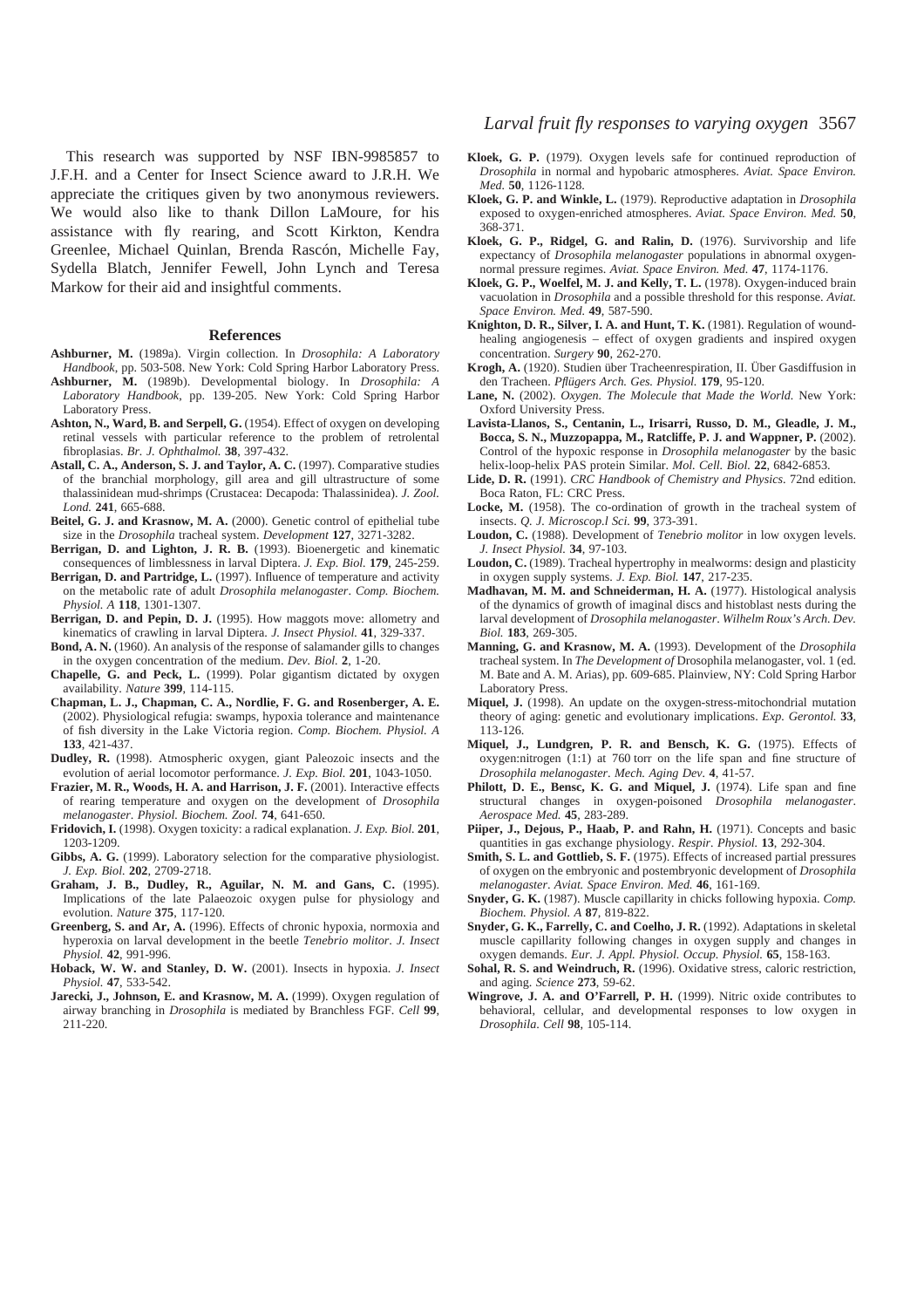This research was supported by NSF IBN-9985857 to J.F.H. and a Center for Insect Science award to J.R.H. We appreciate the critiques given by two anonymous reviewers. We would also like to thank Dillon LaMoure, for his assistance with fly rearing, and Scott Kirkton, Kendra Greenlee, Michael Quinlan, Brenda Rascón, Michelle Fay, Sydella Blatch, Jennifer Fewell, John Lynch and Teresa Markow for their aid and insightful comments.

## References

**Ashburner, M.** (1989a). Virgin collection. In *Drosophila: A Laboratory Handbook*, pp. 503-508. New York: Cold Spring Harbor Laboratory Press.

**Ashburner, M.** (1989b). Developmental biology. In *Drosophila: A Laboratory Handbook*, pp. 139-205. New York: Cold Spring Harbor Laboratory Press.

**Ashton, N., Ward, B. and Serpell, G.** (1954). Effect of oxygen on developing retinal vessels with particular reference to the problem of retrolental fibroplasias. *Br. J. Ophthalmol.* **38**, 397-432.

**Astall, C. A., Anderson, S. J. and Taylor, A. C.** (1997). Comparative studies of the branchial morphology, gill area and gill ultrastructure of some thalassinidean mud-shrimps (Crustacea: Decapoda: Thalassinidea). *J. Zool. Lond.* **241**, 665-688.

**Beitel, G. J. and Krasnow, M. A.** (2000). Genetic control of epithelial tube size in the *Drosophila* tracheal system. *Development* **127**, 3271-3282.

**Berrigan, D. and Lighton, J. R. B.** (1993). Bioenergetic and kinematic consequences of limblessness in larval Diptera. *J. Exp. Biol.* **179**, 245-259.

**Berrigan, D. and Partridge, L.** (1997). Influence of temperature and activity on the metabolic rate of adult *Drosophila melanogaster*. *Comp. Biochem. Physiol. A* **118**, 1301-1307.

**Berrigan, D. and Pepin, D. J.** (1995). How maggots move: allometry and kinematics of crawling in larval Diptera. *J. Insect Physiol.* **41**, 329-337.

**Bond, A. N.** (1960). An analysis of the response of salamander gills to changes in the oxygen concentration of the medium. *Dev. Biol.* **2**, 1-20.

**Chapelle, G. and Peck, L.** (1999). Polar gigantism dictated by oxygen availability. *Nature* **399**, 114-115.

**Chapman, L. J., Chapman, C. A., Nordlie, F. G. and Rosenberger, A. E.** (2002). Physiological refugia: swamps, hypoxia tolerance and maintenance of fish diversity in the Lake Victoria region. *Comp. Biochem. Physiol. A* **133**, 421-437.

**Dudley, R.** (1998). Atmospheric oxygen, giant Paleozoic insects and the evolution of aerial locomotor performance. *J. Exp. Biol.* **201**, 1043-1050.

**Frazier, M. R., Woods, H. A. and Harrison, J. F.** (2001). Interactive effects of rearing temperature and oxygen on the development of *Drosophila melanogaster*. *Physiol. Biochem. Zool.* **74**, 641-650.

**Fridovich, I.** (1998). Oxygen toxicity: a radical explanation. *J. Exp. Biol.* **201**, 1203-1209.

**Gibbs, A. G.** (1999). Laboratory selection for the comparative physiologist. *J. Exp. Biol.* **202**, 2709-2718.

**Graham, J. B., Dudley, R., Aguilar, N. M. and Gans, C.** (1995). Implications of the late Palaeozoic oxygen pulse for physiology and evolution. *Nature* **375**, 117-120.

**Greenberg, S. and Ar, A.** (1996). Effects of chronic hypoxia, normoxia and hyperoxia on larval development in the beetle *Tenebrio molitor*. *J. Insect Physiol.* **42**, 991-996.

**Hoback, W. W. and Stanley, D. W.** (2001). Insects in hypoxia. *J. Insect Physiol.* **47**, 533-542.

**Jarecki, J., Johnson, E. and Krasnow, M. A.** (1999). Oxygen regulation of airway branching in *Drosophila* is mediated by Branchless FGF. *Cell* **99**, 211-220.

**Kloek, G. P.** (1979). Oxygen levels safe for continued reproduction of *Drosophila* in normal and hypobaric atmospheres. *Aviat. Space Environ. Med.* **50**, 1126-1128.

**Kloek, G. P. and Winkle, L.** (1979). Reproductive adaptation in *Drosophila* exposed to oxygen-enriched atmospheres. *Aviat. Space Environ. Med.* **50**, 368-371.

**Kloek, G. P., Ridgel, G. and Ralin, D.** (1976). Survivorship and life expectancy of *Drosophila melanogaster* populations in abnormal oxygen-normal pressure regimes. *Aviat. Space Environ. Med.* **47**, 1174-1176.

**Kloek, G. P., Woelfel, M. J. and Kelly, T. L.** (1978). Oxygen-induced brain vacuolation in *Drosophila* and a possible threshold for this response. *Aviat. Space Environ. Med.* **49**, 587-590.

**Knighton, D. R., Silver, I. A. and Hunt, T. K.** (1981). Regulation of wound-healing angiogenesis – effect of oxygen gradients and inspired oxygen concentration. *Surgery* **90**, 262-270.

**Krogh, A.** (1920). Studien über Tracheenrespiration, II. Über Gasdiffusion in den Tracheen. *Pflügers Arch. Ges. Physiol.* **179**, 95-120.

**Lane, N.** (2002). *Oxygen. The Molecule that Made the World.* New York: Oxford University Press.

**Lavista-Llanos, S., Centanin, L., Irisarri, Russo, D. M., Gleadle, J. M., Bocca, S. N., Muzzopappa, M., Ratcliffe, P. J. and Wappner, P.** (2002). Control of the hypoxic response in *Drosophila melanogaster* by the basic helix-loop-helix PAS protein Similar. *Mol. Cell. Biol.* **22**, 6842-6853.

**Lide, D. R.** (1991). *CRC Handbook of Chemistry and Physics*. 72nd edition. Boca Raton, FL: CRC Press.

**Locke, M.** (1958). The co-ordination of growth in the tracheal system of insects. *Q. J. Microscop.l Sci.* **99**, 373-391.

**Loudon, C.** (1988). Development of *Tenebrio molitor* in low oxygen levels. *J. Insect Physiol.* **34**, 97-103.

**Loudon, C.** (1989). Tracheal hypertrophy in mealworms: design and plasticity in oxygen supply systems. *J. Exp. Biol.* **147**, 217-235.

**Madhavan, M. M. and Schneiderman, H. A.** (1977). Histological analysis of the dynamics of growth of imaginal discs and histoblast nests during the larval development of *Drosophila melanogaster*. *Wilhelm Roux's Arch. Dev. Biol.* **183**, 269-305.

**Manning, G. and Krasnow, M. A.** (1993). Development of the *Drosophila* tracheal system. In *The Development of* Drosophila melanogaster, vol. 1 (ed. M. Bate and A. M. Arias), pp. 609-685. Plainview, NY: Cold Spring Harbor Laboratory Press.

**Miquel, J.** (1998). An update on the oxygen-stress-mitochondrial mutation theory of aging: genetic and evolutionary implications. *Exp. Gerontol.* **33**, 113-126.

**Miquel, J., Lundgren, P. R. and Bensch, K. G.** (1975). Effects of oxygen:nitrogen (1:1) at 760 torr on the life span and fine structure of *Drosophila melanogaster*. *Mech. Aging Dev.* **4**, 41-57.

**Philott, D. E., Bensc, K. G. and Miquel, J.** (1974). Life span and fine structural changes in oxygen-poisoned *Drosophila melanogaster*. *Aerospace Med.* **45**, 283-289.

**Piiper, J., Dejous, P., Haab, P. and Rahn, H.** (1971). Concepts and basic quantities in gas exchange physiology. *Respir. Physiol.* **13**, 292-304.

**Smith, S. L. and Gottlieb, S. F.** (1975). Effects of increased partial pressures of oxygen on the embryonic and postembryonic development of *Drosophila melanogaster*. *Aviat. Space Environ. Med.* **46**, 161-169.

**Snyder, G. K.** (1987). Muscle capillarity in chicks following hypoxia. *Comp. Biochem. Physiol. A* **87**, 819-822.

**Snyder, G. K., Farrelly, C. and Coelho, J. R.** (1992). Adaptations in skeletal muscle capillarity following changes in oxygen supply and changes in oxygen demands. *Eur. J. Appl. Physiol. Occup. Physiol.* **65**, 158-163.

**Sohal, R. S. and Weindruch, R.** (1996). Oxidative stress, caloric restriction, and aging. *Science* **273**, 59-62.

**Wingrove, J. A. and O'Farrell, P. H.** (1999). Nitric oxide contributes to behavioral, cellular, and developmental responses to low oxygen in *Drosophila*. *Cell* **98**, 105-114.